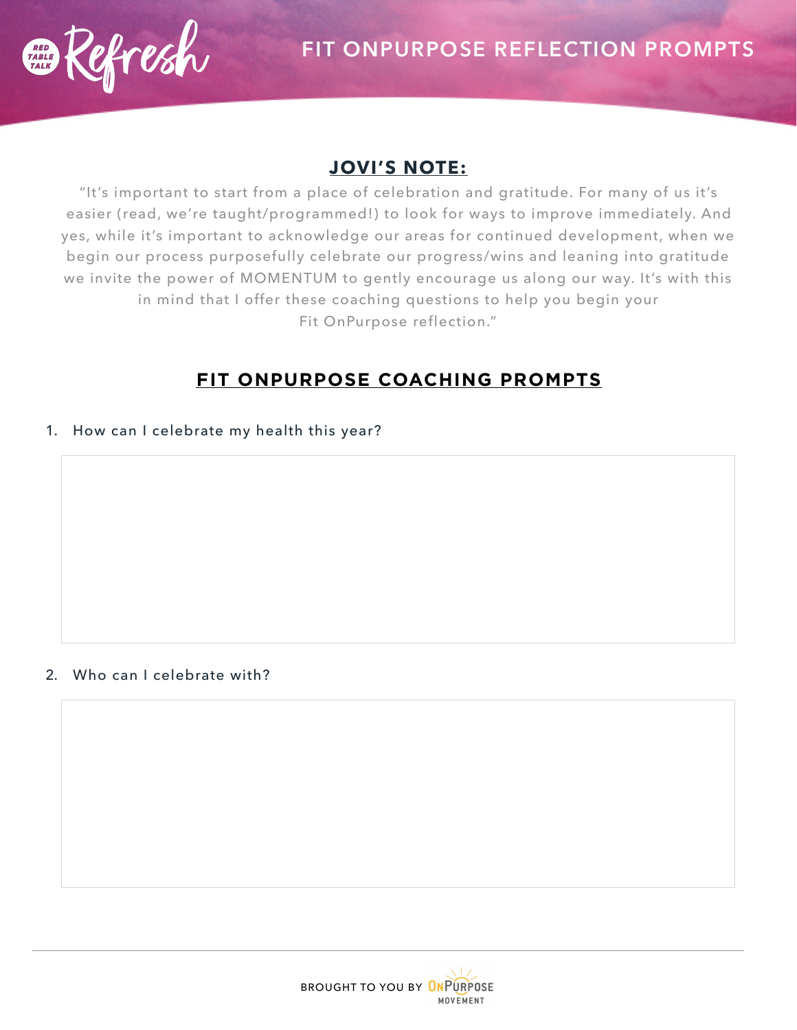# FIT ONPURPOSE REFLECTION PROMPTS

## JOVI'S NOTE:

"It's important to start from a place of celebration and gratitude. For many of us it's easier (read, we're taught/programmed!) to look for ways to improve immediately. And yes, while it's important to acknowledge our areas for continued development, when we begin our process purposefully celebrate our progress/wins and leaning into gratitude we invite the power of MOMENTUM to gently encourage us along our way. It's with this in mind that I offer these coaching questions to help you begin your Fit OnPurpose reflection."

## FIT ONPURPOSE COACHING PROMPTS

1. How can I celebrate my health this year?

2. Who can I celebrate with?

BROUGHT TO YOU BY ONPURPOSE MOVEMENT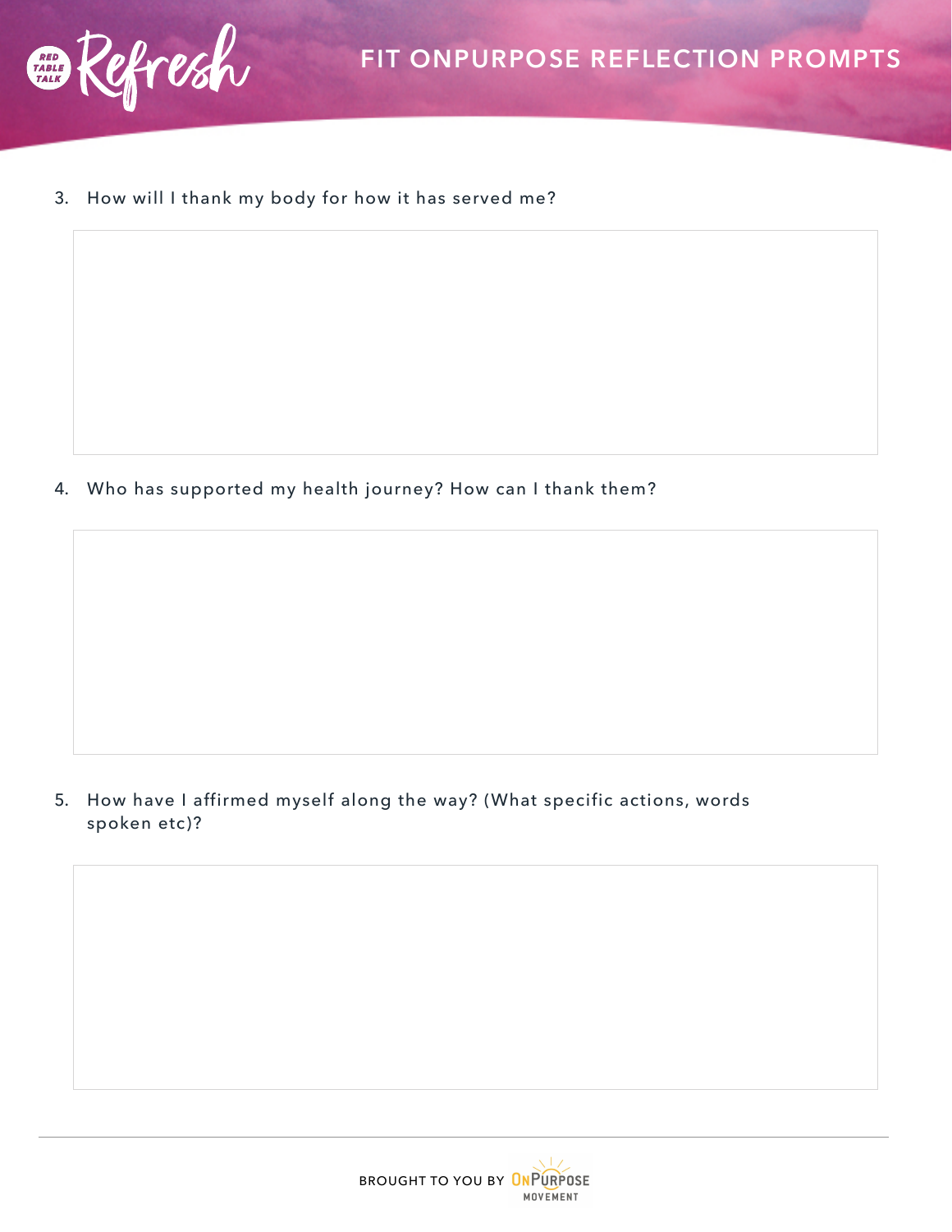3. How will I thank my body for how it has served me?

4. Who has supported my health journey? How can I thank them?

5. How have I affirmed myself along the way? (What specific actions, words spoken etc)?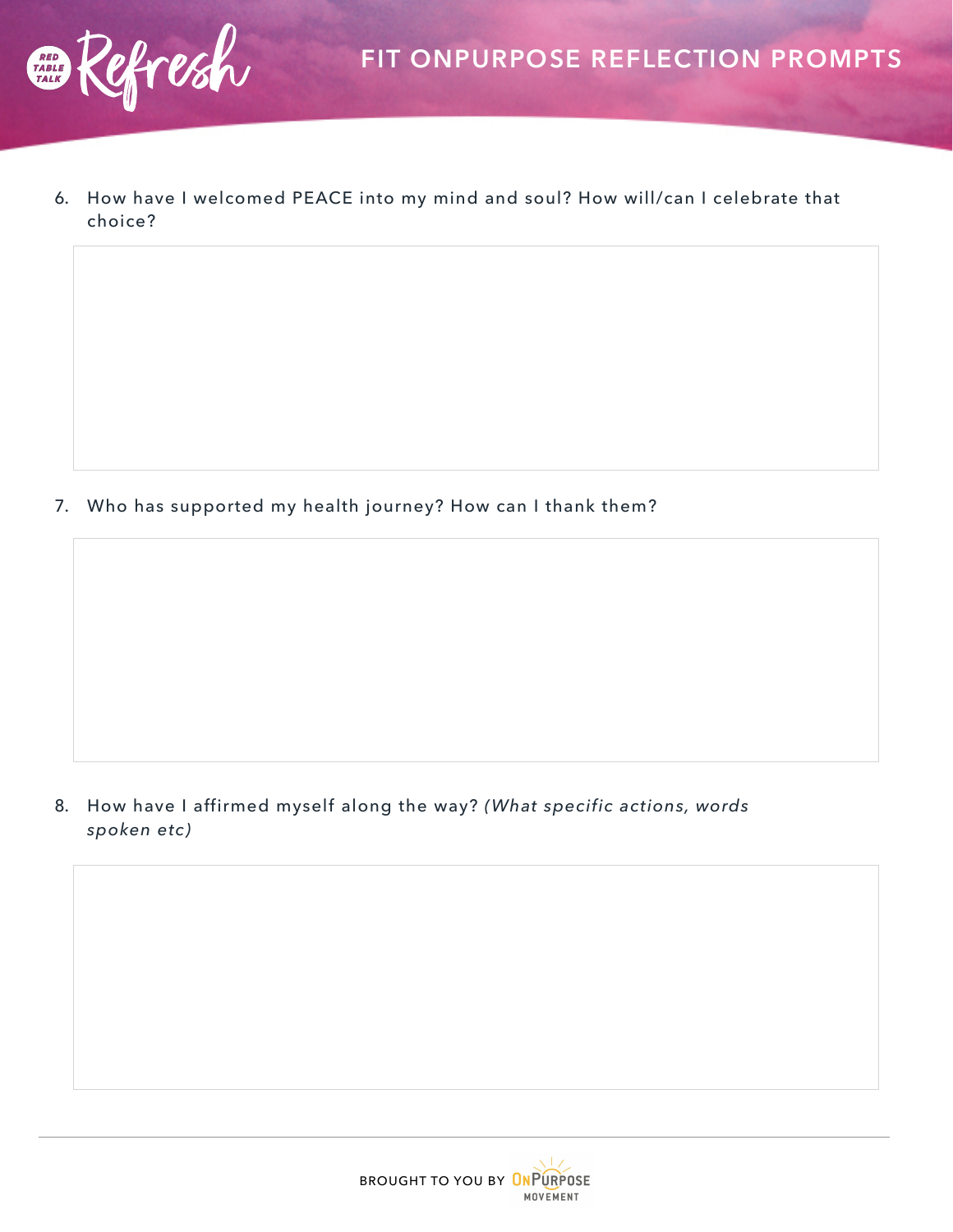# FIT ONPURPOSE REFLECTION PROMPTS

6. How have I welcomed PEACE into my mind and soul? How will/can I celebrate that choice?

7. Who has supported my health journey? How can I thank them?

8. How have I affirmed myself along the way? *(What specific actions, words spoken etc)*

BROUGHT TO YOU BY ONPURPOSE MOVEMENT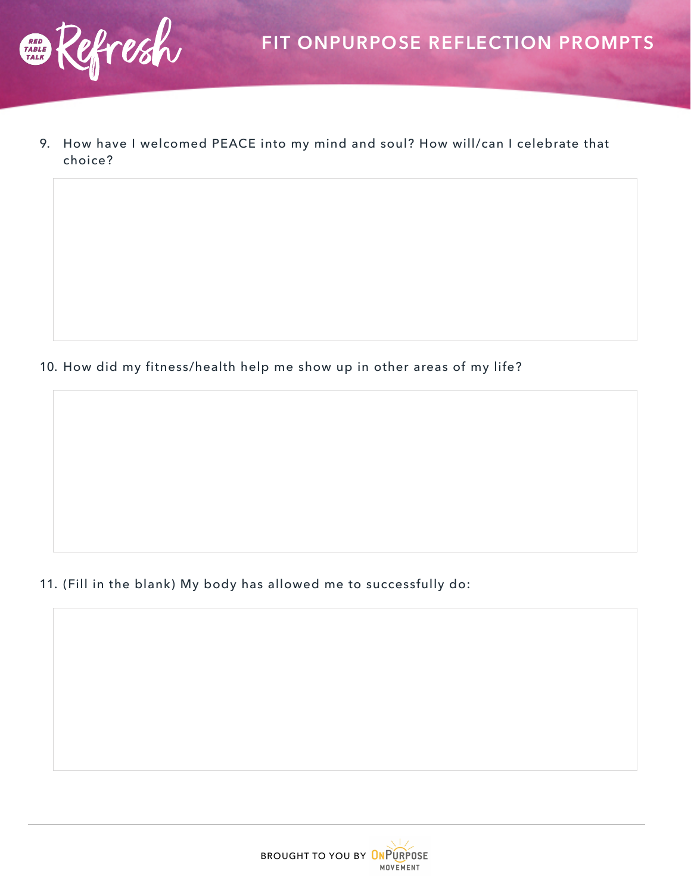# FIT ONPURPOSE REFLECTION PROMPTS

9. How have I welcomed PEACE into my mind and soul? How will/can I celebrate that choice?

10. How did my fitness/health help me show up in other areas of my life?

11. (Fill in the blank) My body has allowed me to successfully do:

BROUGHT TO YOU BY ONPURPOSE MOVEMENT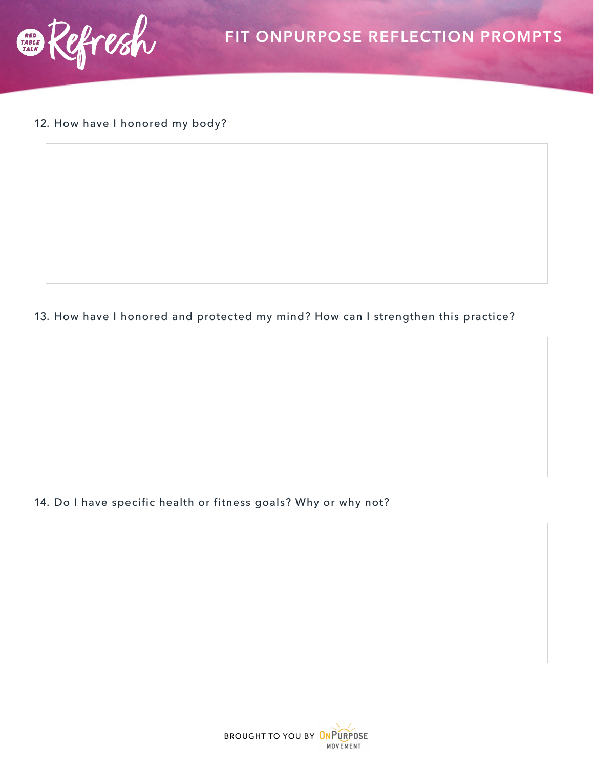12. How have I honored my body?

13. How have I honored and protected my mind? How can I strengthen this practice?

14. Do I have specific health or fitness goals? Why or why not?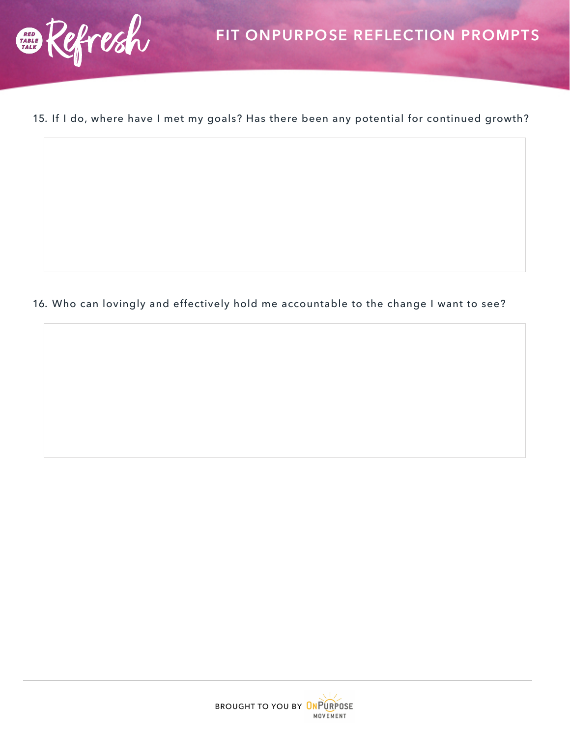15. If I do, where have I met my goals? Has there been any potential for continued growth?

16. Who can lovingly and effectively hold me accountable to the change I want to see?